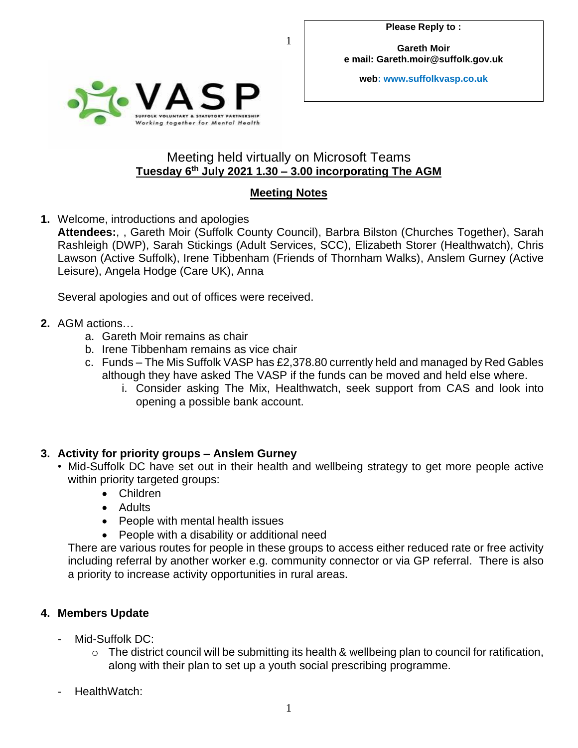**Please Reply to :**

**Gareth Moir**
**e mail: Gareth.moir@suffolk.gov.uk**

**web: www.suffolkvasp.co.uk**

Meeting held virtually on Microsoft Teams

**Tuesday 6th July 2021 1.30 – 3.00 incorporating The AGM**

**Meeting Notes**

1. Welcome, introductions and apologies
   **Attendees:**, , Gareth Moir (Suffolk County Council), Barbra Bilston (Churches Together), Sarah Rashleigh (DWP), Sarah Stickings (Adult Services, SCC), Elizabeth Storer (Healthwatch), Chris Lawson (Active Suffolk), Irene Tibbenham (Friends of Thornham Walks), Anslem Gurney (Active Leisure), Angela Hodge (Care UK), Anna

   Several apologies and out of offices were received.

2. AGM actions…
   a. Gareth Moir remains as chair
   b. Irene Tibbenham remains as vice chair
   c. Funds – The Mis Suffolk VASP has £2,378.80 currently held and managed by Red Gables although they have asked The VASP if the funds can be moved and held else where.
      i. Consider asking The Mix, Healthwatch, seek support from CAS and look into opening a possible bank account.

3. **Activity for priority groups – Anslem Gurney**
   - Mid-Suffolk DC have set out in their health and wellbeing strategy to get more people active within priority targeted groups:
     - Children
     - Adults
     - People with mental health issues
     - People with a disability or additional need

   There are various routes for people in these groups to access either reduced rate or free activity including referral by another worker e.g. community connector or via GP referral. There is also a priority to increase activity opportunities in rural areas.

4. **Members Update**
   - Mid-Suffolk DC:
     - The district council will be submitting its health & wellbeing plan to council for ratification, along with their plan to set up a youth social prescribing programme.
   - HealthWatch: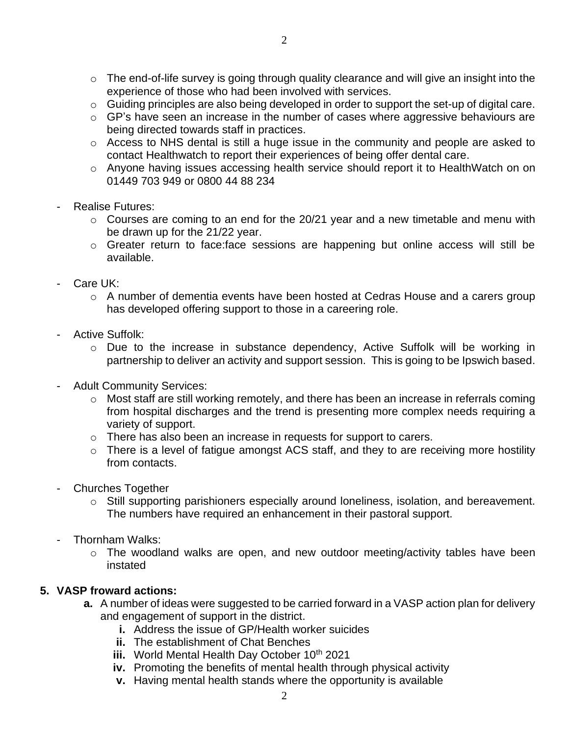- The end-of-life survey is going through quality clearance and will give an insight into the experience of those who had been involved with services.
  - Guiding principles are also being developed in order to support the set-up of digital care.
  - GP's have seen an increase in the number of cases where aggressive behaviours are being directed towards staff in practices.
  - Access to NHS dental is still a huge issue in the community and people are asked to contact Healthwatch to report their experiences of being offer dental care.
  - Anyone having issues accessing health service should report it to HealthWatch on on 01449 703 949 or 0800 44 88 234

- Realise Futures:
  - Courses are coming to an end for the 20/21 year and a new timetable and menu with be drawn up for the 21/22 year.
  - Greater return to face:face sessions are happening but online access will still be available.

- Care UK:
  - A number of dementia events have been hosted at Cedras House and a carers group has developed offering support to those in a careering role.

- Active Suffolk:
  - Due to the increase in substance dependency, Active Suffolk will be working in partnership to deliver an activity and support session. This is going to be Ipswich based.

- Adult Community Services:
  - Most staff are still working remotely, and there has been an increase in referrals coming from hospital discharges and the trend is presenting more complex needs requiring a variety of support.
  - There has also been an increase in requests for support to carers.
  - There is a level of fatigue amongst ACS staff, and they to are receiving more hostility from contacts.

- Churches Together
  - Still supporting parishioners especially around loneliness, isolation, and bereavement. The numbers have required an enhancement in their pastoral support.

- Thornham Walks:
  - The woodland walks are open, and new outdoor meeting/activity tables have been instated

**5. VASP froward actions:**

**a.** A number of ideas were suggested to be carried forward in a VASP action plan for delivery and engagement of support in the district.

**i.** Address the issue of GP/Health worker suicides
**ii.** The establishment of Chat Benches
**iii.** World Mental Health Day October 10th 2021
**iv.** Promoting the benefits of mental health through physical activity
**v.** Having mental health stands where the opportunity is available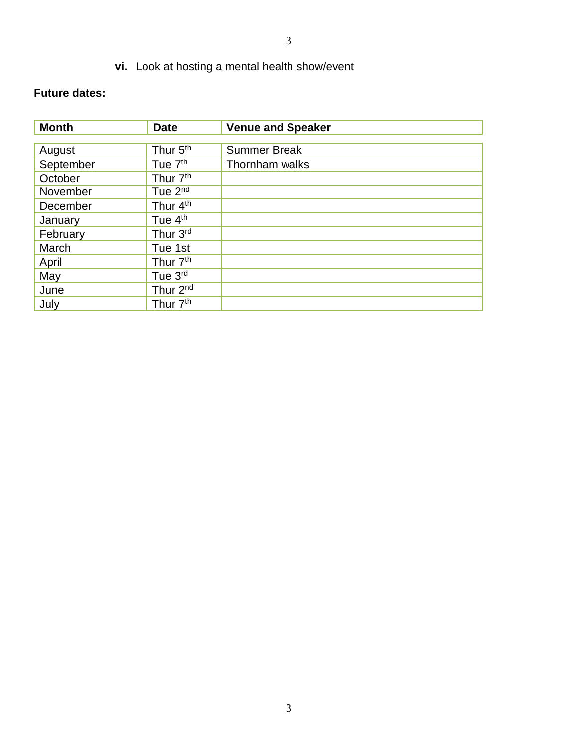**vi.** Look at hosting a mental health show/event

**Future dates:**

| Month | Date | Venue and Speaker |
|---|---|---|
| August | Thur 5th | Summer Break |
| September | Tue 7th | Thornham walks |
| October | Thur 7th | |
| November | Tue 2nd | |
| December | Thur 4th | |
| January | Tue 4th | |
| February | Thur 3rd | |
| March | Tue 1st | |
| April | Thur 7th | |
| May | Tue 3rd | |
| June | Thur 2nd | |
| July | Thur 7th | |